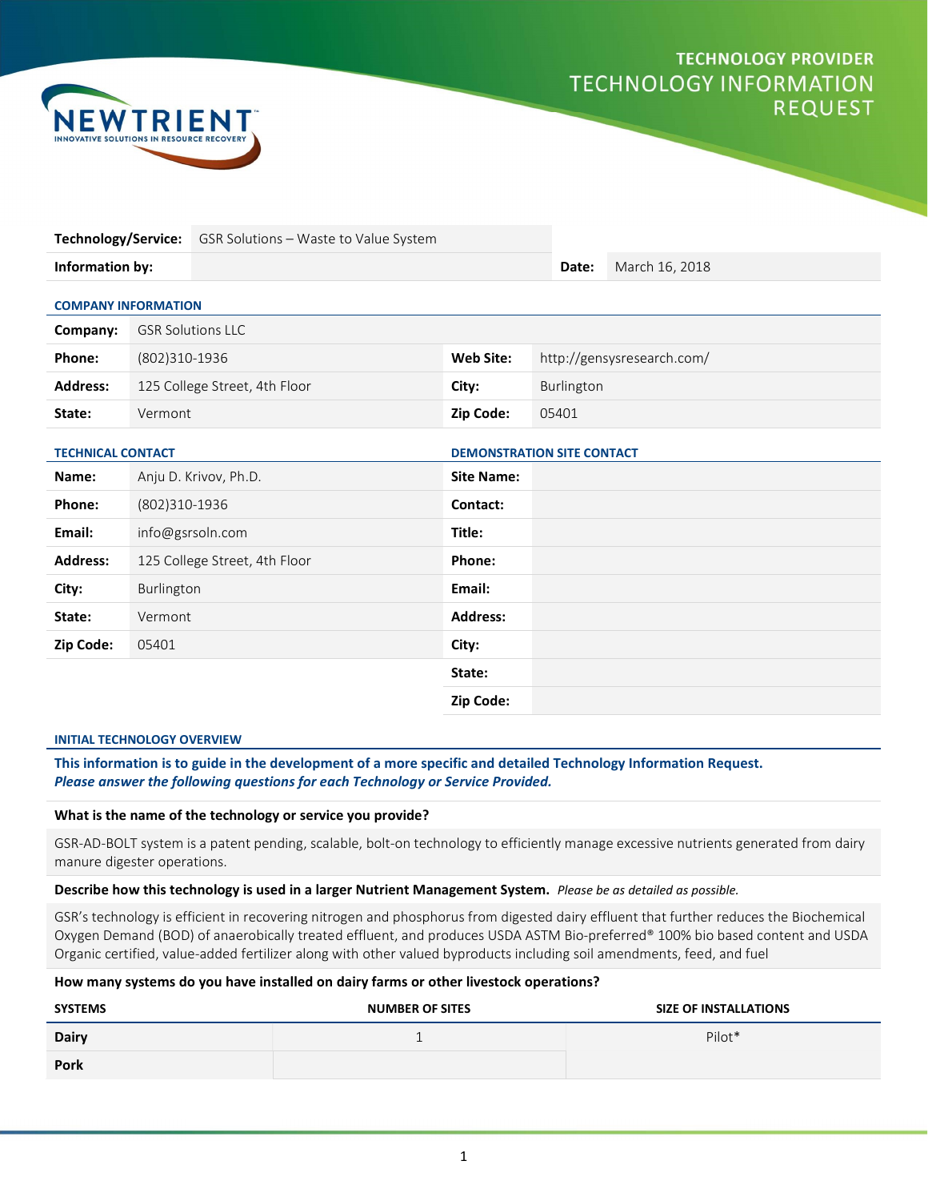# TECHNOLOGY PROVIDER
## TECHNOLOGY INFORMATION REQUEST

NEWTRIENT™ INNOVATIVE SOLUTIONS IN RESOURCE RECOVERY

| **Technology/Service:** | GSR Solutions – Waste to Value System | | |
|---|---|---|---|
| **Information by:** | | **Date:** | March 16, 2018 |

### COMPANY INFORMATION

| **Company:** | GSR Solutions LLC | | |
|---|---|---|---|
| **Phone:** | (802)310-1936 | **Web Site:** | http://gensysresearch.com/ |
| **Address:** | 125 College Street, 4th Floor | **City:** | Burlington |
| **State:** | Vermont | **Zip Code:** | 05401 |

### TECHNICAL CONTACT

| **Name:** | Anju D. Krivov, Ph.D. |
|---|---|
| **Phone:** | (802)310-1936 |
| **Email:** | info@gsrsoln.com |
| **Address:** | 125 College Street, 4th Floor |
| **City:** | Burlington |
| **State:** | Vermont |
| **Zip Code:** | 05401 |

### DEMONSTRATION SITE CONTACT

| **Site Name:** | |
|---|---|
| **Contact:** | |
| **Title:** | |
| **Phone:** | |
| **Email:** | |
| **Address:** | |
| **City:** | |
| **State:** | |
| **Zip Code:** | |

### INITIAL TECHNOLOGY OVERVIEW

**This information is to guide in the development of a more specific and detailed Technology Information Request.**
***Please answer the following questions for each Technology or Service Provided.***

**What is the name of the technology or service you provide?**

GSR-AD-BOLT system is a patent pending, scalable, bolt-on technology to efficiently manage excessive nutrients generated from dairy manure digester operations.

**Describe how this technology is used in a larger Nutrient Management System.** *Please be as detailed as possible.*

GSR's technology is efficient in recovering nitrogen and phosphorus from digested dairy effluent that further reduces the Biochemical Oxygen Demand (BOD) of anaerobically treated effluent, and produces USDA ASTM Bio-preferred® 100% bio based content and USDA Organic certified, value-added fertilizer along with other valued byproducts including soil amendments, feed, and fuel

**How many systems do you have installed on dairy farms or other livestock operations?**

| SYSTEMS | NUMBER OF SITES | SIZE OF INSTALLATIONS |
|---|---|---|
| **Dairy** | 1 | Pilot* |
| **Pork** | | |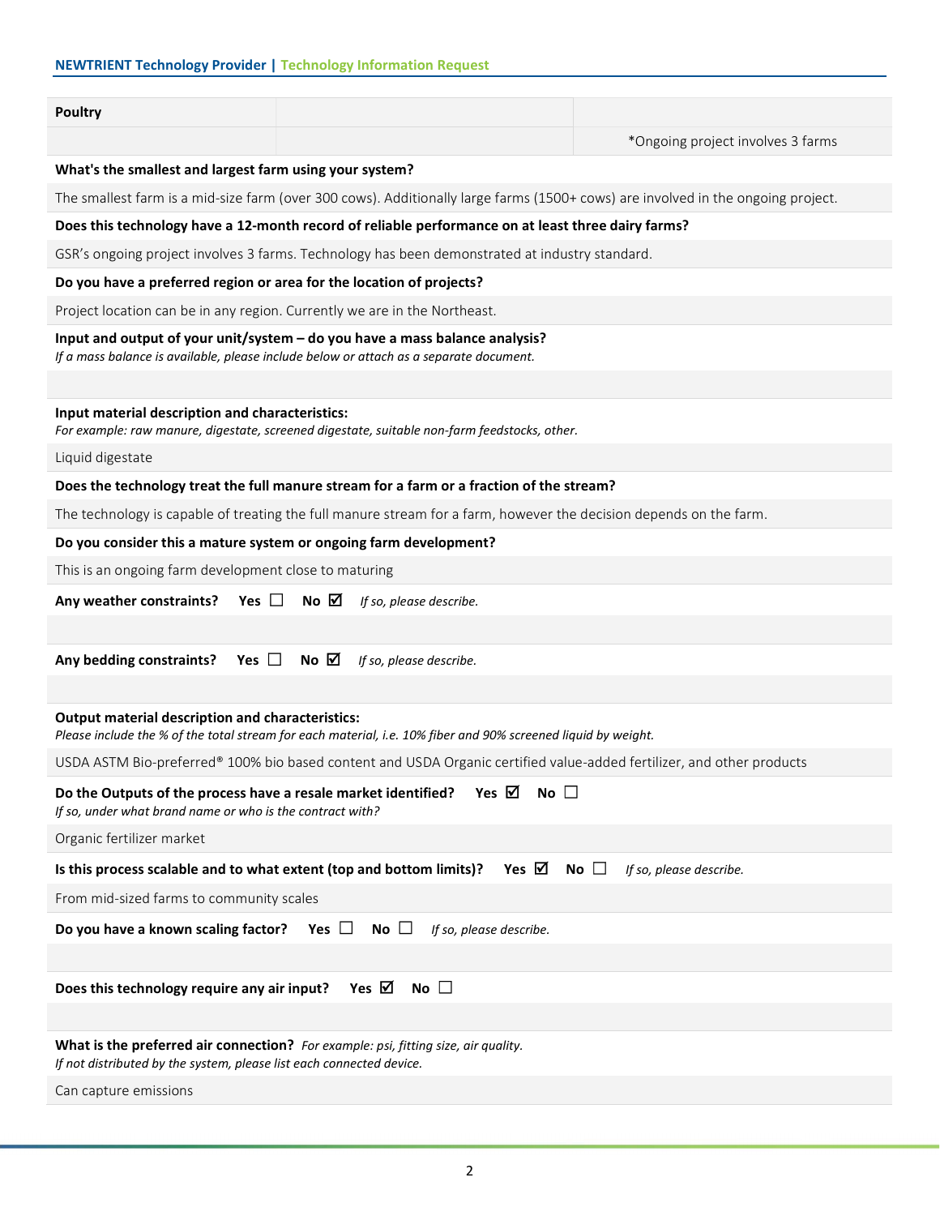| Poultry | | |
|---|---|---|
| | | *Ongoing project involves 3 farms |

**What's the smallest and largest farm using your system?**

The smallest farm is a mid-size farm (over 300 cows). Additionally large farms (1500+ cows) are involved in the ongoing project.

**Does this technology have a 12-month record of reliable performance on at least three dairy farms?**

GSR's ongoing project involves 3 farms. Technology has been demonstrated at industry standard.

**Do you have a preferred region or area for the location of projects?**

Project location can be in any region. Currently we are in the Northeast.

**Input and output of your unit/system – do you have a mass balance analysis?**
*If a mass balance is available, please include below or attach as a separate document.*

**Input material description and characteristics:**
*For example: raw manure, digestate, screened digestate, suitable non-farm feedstocks, other.*

Liquid digestate

**Does the technology treat the full manure stream for a farm or a fraction of the stream?**

The technology is capable of treating the full manure stream for a farm, however the decision depends on the farm.

**Do you consider this a mature system or ongoing farm development?**

This is an ongoing farm development close to maturing

**Any weather constraints?** Yes ☐ No ☑ *If so, please describe.*

**Any bedding constraints?** Yes ☐ No ☑ *If so, please describe.*

**Output material description and characteristics:**
*Please include the % of the total stream for each material, i.e. 10% fiber and 90% screened liquid by weight.*

USDA ASTM Bio-preferred® 100% bio based content and USDA Organic certified value-added fertilizer, and other products

**Do the Outputs of the process have a resale market identified?** Yes ☑ No ☐
*If so, under what brand name or who is the contract with?*

Organic fertilizer market

**Is this process scalable and to what extent (top and bottom limits)?** Yes ☑ No ☐ *If so, please describe.*

From mid-sized farms to community scales

**Do you have a known scaling factor?** Yes ☐ No ☐ *If so, please describe.*

**Does this technology require any air input?** Yes ☑ No ☐

**What is the preferred air connection?** *For example: psi, fitting size, air quality.*
*If not distributed by the system, please list each connected device.*

Can capture emissions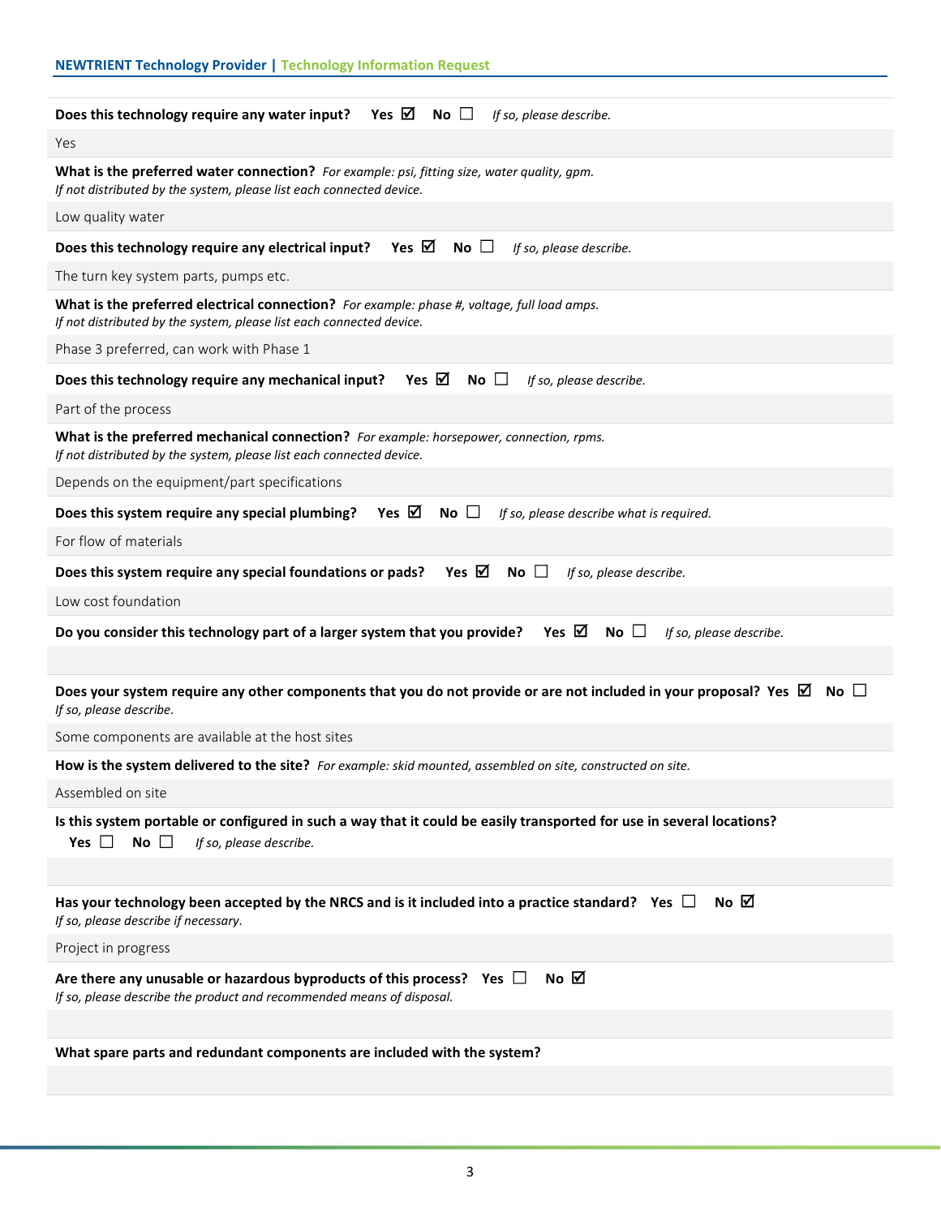**Does this technology require any water input?** Yes ☑ No ☐ *If so, please describe.*

Yes

**What is the preferred water connection?** *For example: psi, fitting size, water quality, gpm. If not distributed by the system, please list each connected device.*

Low quality water

**Does this technology require any electrical input?** Yes ☑ No ☐ *If so, please describe.*

The turn key system parts, pumps etc.

**What is the preferred electrical connection?** *For example: phase #, voltage, full load amps. If not distributed by the system, please list each connected device.*

Phase 3 preferred, can work with Phase 1

**Does this technology require any mechanical input?** Yes ☑ No ☐ *If so, please describe.*

Part of the process

**What is the preferred mechanical connection?** *For example: horsepower, connection, rpms. If not distributed by the system, please list each connected device.*

Depends on the equipment/part specifications

**Does this system require any special plumbing?** Yes ☑ No ☐ *If so, please describe what is required.*

For flow of materials

**Does this system require any special foundations or pads?** Yes ☑ No ☐ *If so, please describe.*

Low cost foundation

**Do you consider this technology part of a larger system that you provide?** Yes ☑ No ☐ *If so, please describe.*

**Does your system require any other components that you do not provide or are not included in your proposal?** Yes ☑ No ☐ *If so, please describe.*

Some components are available at the host sites

**How is the system delivered to the site?** *For example: skid mounted, assembled on site, constructed on site.*

Assembled on site

**Is this system portable or configured in such a way that it could be easily transported for use in several locations?** Yes ☐ No ☐ *If so, please describe.*

**Has your technology been accepted by the NRCS and is it included into a practice standard?** Yes ☐ No ☑ *If so, please describe if necessary.*

Project in progress

**Are there any unusable or hazardous byproducts of this process?** Yes ☐ No ☑ *If so, please describe the product and recommended means of disposal.*

**What spare parts and redundant components are included with the system?**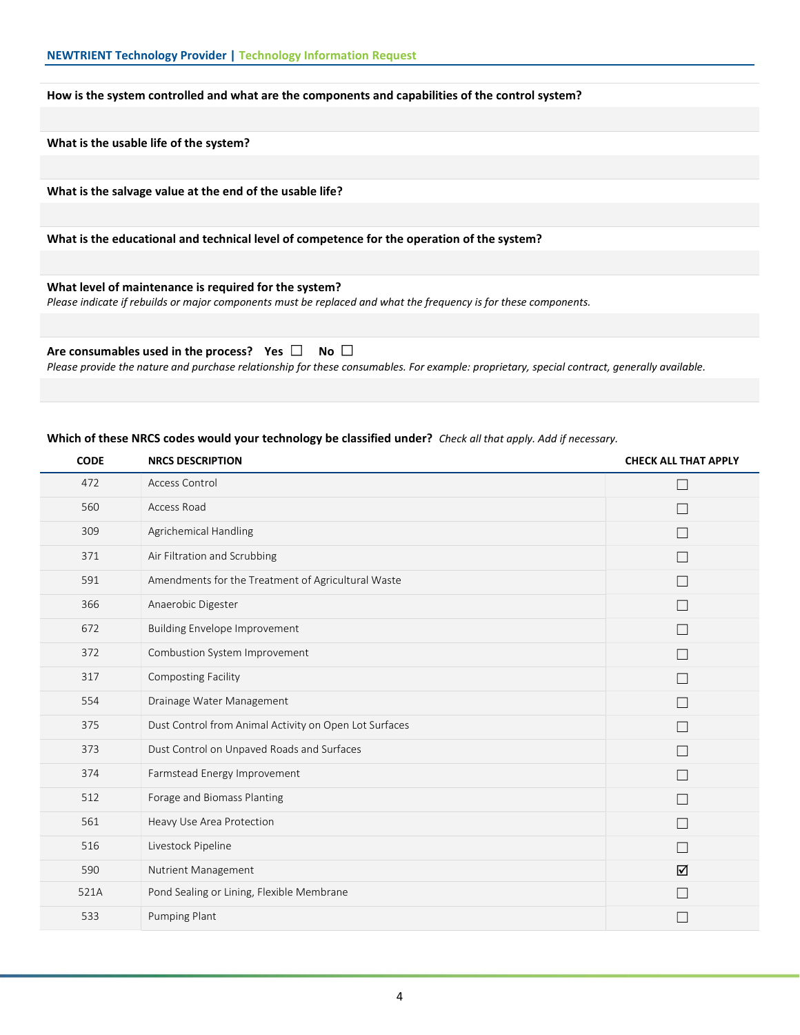**How is the system controlled and what are the components and capabilities of the control system?**

**What is the usable life of the system?**

**What is the salvage value at the end of the usable life?**

**What is the educational and technical level of competence for the operation of the system?**

**What level of maintenance is required for the system?**
*Please indicate if rebuilds or major components must be replaced and what the frequency is for these components.*

**Are consumables used in the process?** **Yes** ☐ **No** ☐
*Please provide the nature and purchase relationship for these consumables. For example: proprietary, special contract, generally available.*

**Which of these NRCS codes would your technology be classified under?** *Check all that apply. Add if necessary.*

| CODE | NRCS DESCRIPTION | CHECK ALL THAT APPLY |
|---|---|---|
| 472 | Access Control | ☐ |
| 560 | Access Road | ☐ |
| 309 | Agrichemical Handling | ☐ |
| 371 | Air Filtration and Scrubbing | ☐ |
| 591 | Amendments for the Treatment of Agricultural Waste | ☐ |
| 366 | Anaerobic Digester | ☐ |
| 672 | Building Envelope Improvement | ☐ |
| 372 | Combustion System Improvement | ☐ |
| 317 | Composting Facility | ☐ |
| 554 | Drainage Water Management | ☐ |
| 375 | Dust Control from Animal Activity on Open Lot Surfaces | ☐ |
| 373 | Dust Control on Unpaved Roads and Surfaces | ☐ |
| 374 | Farmstead Energy Improvement | ☐ |
| 512 | Forage and Biomass Planting | ☐ |
| 561 | Heavy Use Area Protection | ☐ |
| 516 | Livestock Pipeline | ☐ |
| 590 | Nutrient Management | ☑ |
| 521A | Pond Sealing or Lining, Flexible Membrane | ☐ |
| 533 | Pumping Plant | ☐ |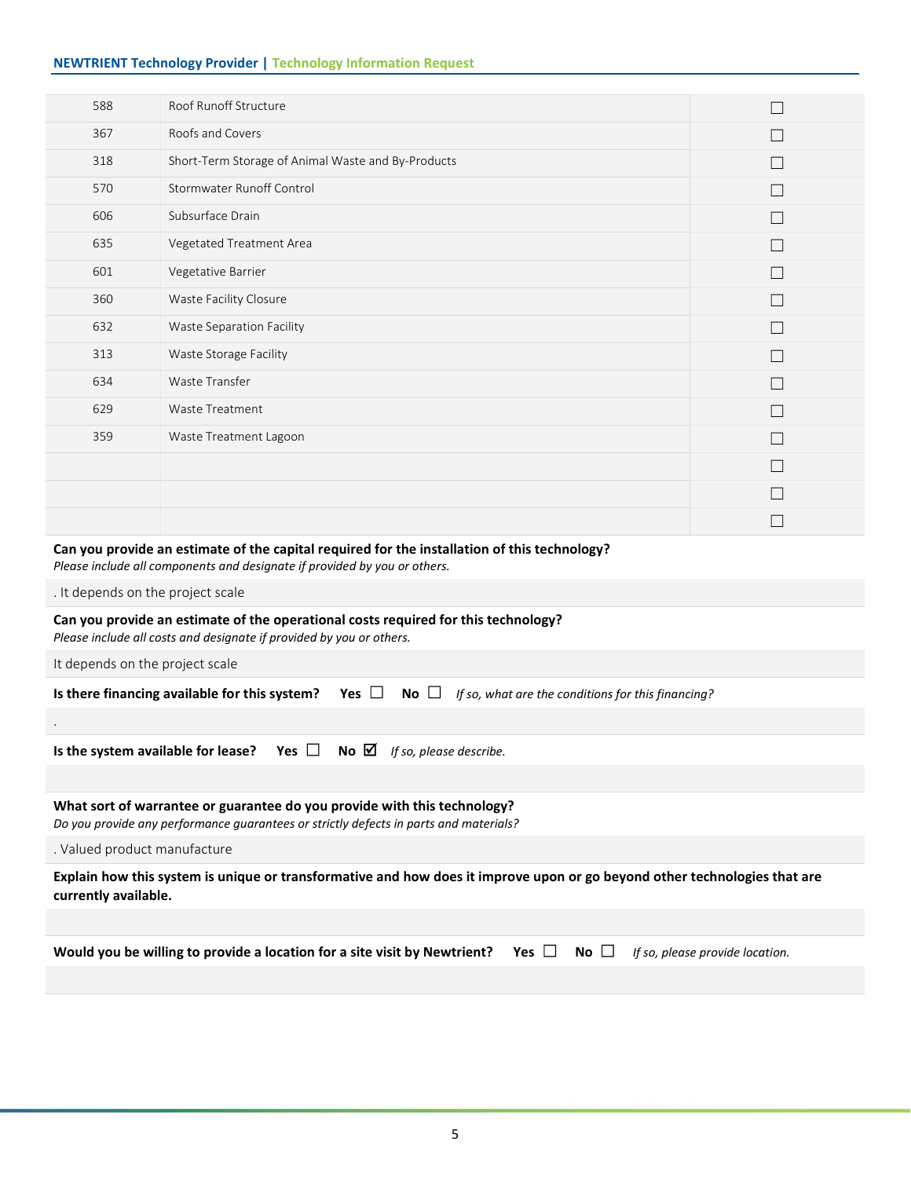| | | |
|---|---|---|
| 588 | Roof Runoff Structure | ☐ |
| 367 | Roofs and Covers | ☐ |
| 318 | Short-Term Storage of Animal Waste and By-Products | ☐ |
| 570 | Stormwater Runoff Control | ☐ |
| 606 | Subsurface Drain | ☐ |
| 635 | Vegetated Treatment Area | ☐ |
| 601 | Vegetative Barrier | ☐ |
| 360 | Waste Facility Closure | ☐ |
| 632 | Waste Separation Facility | ☐ |
| 313 | Waste Storage Facility | ☐ |
| 634 | Waste Transfer | ☐ |
| 629 | Waste Treatment | ☐ |
| 359 | Waste Treatment Lagoon | ☐ |
| | | ☐ |
| | | ☐ |
| | | ☐ |

**Can you provide an estimate of the capital required for the installation of this technology?**
*Please include all components and designate if provided by you or others.*

. It depends on the project scale

**Can you provide an estimate of the operational costs required for this technology?**
*Please include all costs and designate if provided by you or others.*

It depends on the project scale

**Is there financing available for this system?** **Yes** ☐ **No** ☐ *If so, what are the conditions for this financing?*

.

**Is the system available for lease?** **Yes** ☐ **No** ☑ *If so, please describe.*

**What sort of warrantee or guarantee do you provide with this technology?**
*Do you provide any performance guarantees or strictly defects in parts and materials?*

. Valued product manufacture

**Explain how this system is unique or transformative and how does it improve upon or go beyond other technologies that are currently available.**

**Would you be willing to provide a location for a site visit by Newtrient?** **Yes** ☐ **No** ☐ *If so, please provide location.*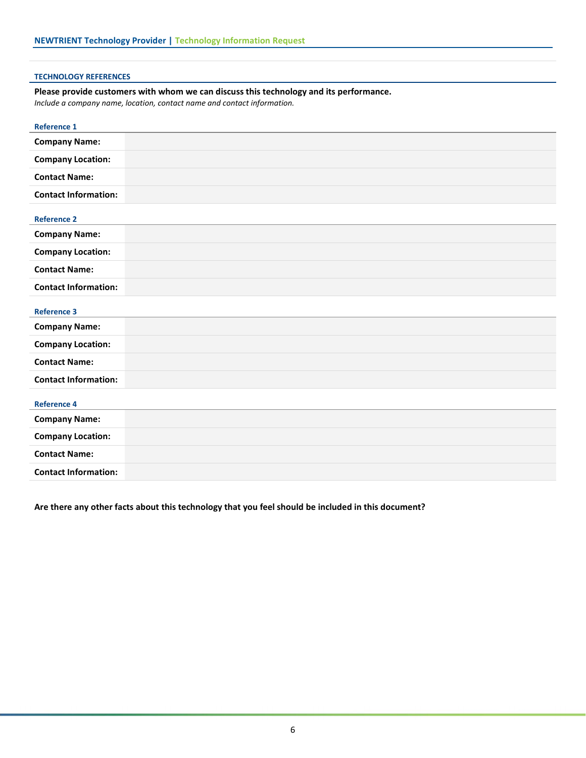## TECHNOLOGY REFERENCES

**Please provide customers with whom we can discuss this technology and its performance.**
*Include a company name, location, contact name and contact information.*

### Reference 1

| | |
|---|---|
| **Company Name:** | |
| **Company Location:** | |
| **Contact Name:** | |
| **Contact Information:** | |

### Reference 2

| | |
|---|---|
| **Company Name:** | |
| **Company Location:** | |
| **Contact Name:** | |
| **Contact Information:** | |

### Reference 3

| | |
|---|---|
| **Company Name:** | |
| **Company Location:** | |
| **Contact Name:** | |
| **Contact Information:** | |

### Reference 4

| | |
|---|---|
| **Company Name:** | |
| **Company Location:** | |
| **Contact Name:** | |
| **Contact Information:** | |

**Are there any other facts about this technology that you feel should be included in this document?**